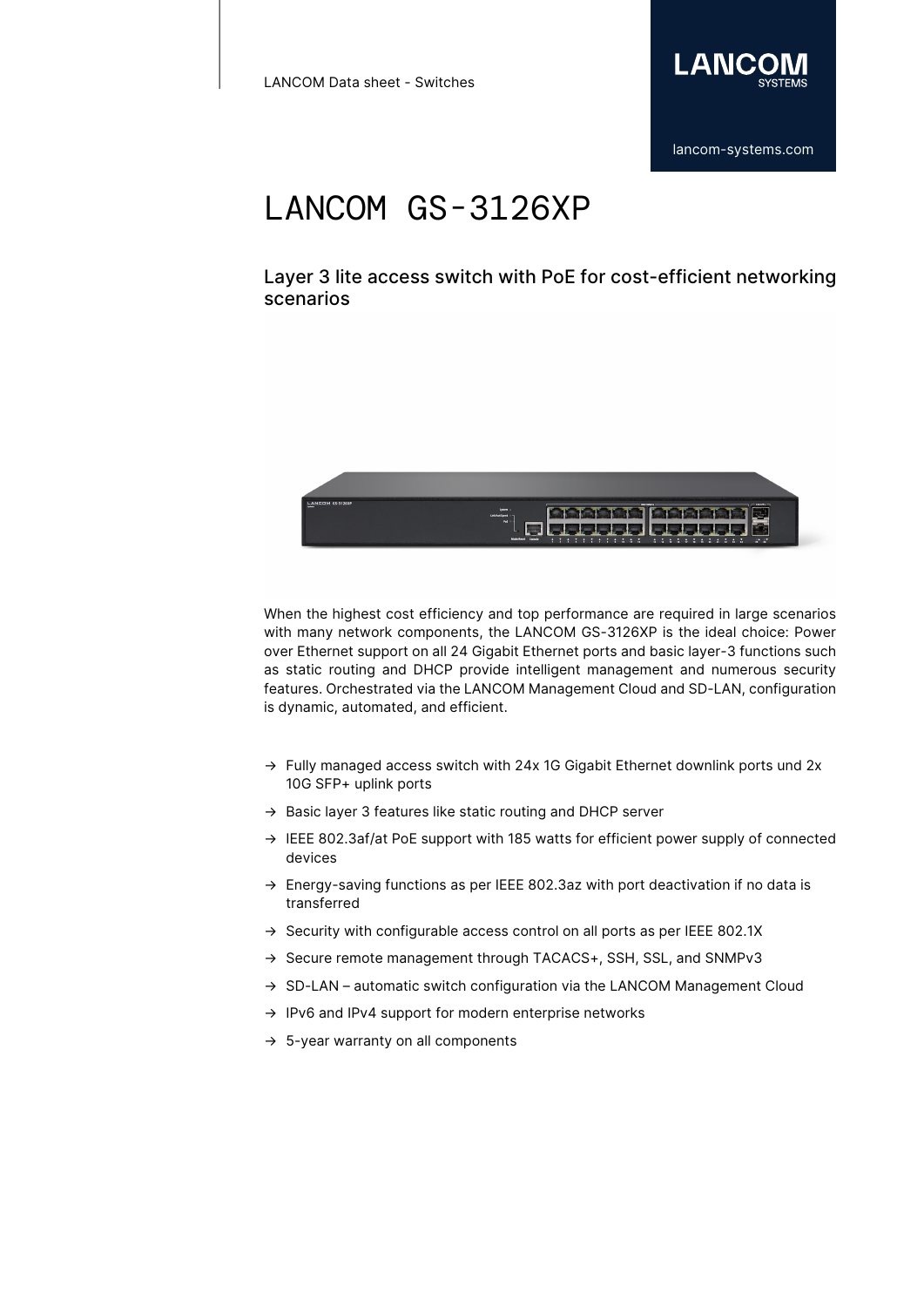# LANCOM GS-3126XP

## Layer 3 lite access switch with PoE for cost-efficient networking scenarios

When the highest cost efficiency and top performance are required in large scenarios with many network components, the LANCOM GS-3126XP is the ideal choice: Power over Ethernet support on all 24 Gigabit Ethernet ports and basic layer-3 functions such as static routing and DHCP provide intelligent management and numerous security features. Orchestrated via the LANCOM Management Cloud and SD-LAN, configuration is dynamic, automated, and efficient.

- → Fully managed access switch with 24x 1G Gigabit Ethernet downlink ports und 2x 10G SFP+ uplink ports
- → Basic layer 3 features like static routing and DHCP server
- → IEEE 802.3af/at PoE support with 185 watts for efficient power supply of connected devices
- → Energy-saving functions as per IEEE 802.3az with port deactivation if no data is transferred
- → Security with configurable access control on all ports as per IEEE 802.1X
- → Secure remote management through TACACS+, SSH, SSL, and SNMPv3
- → SD-LAN – automatic switch configuration via the LANCOM Management Cloud
- → IPv6 and IPv4 support for modern enterprise networks
- → 5-year warranty on all components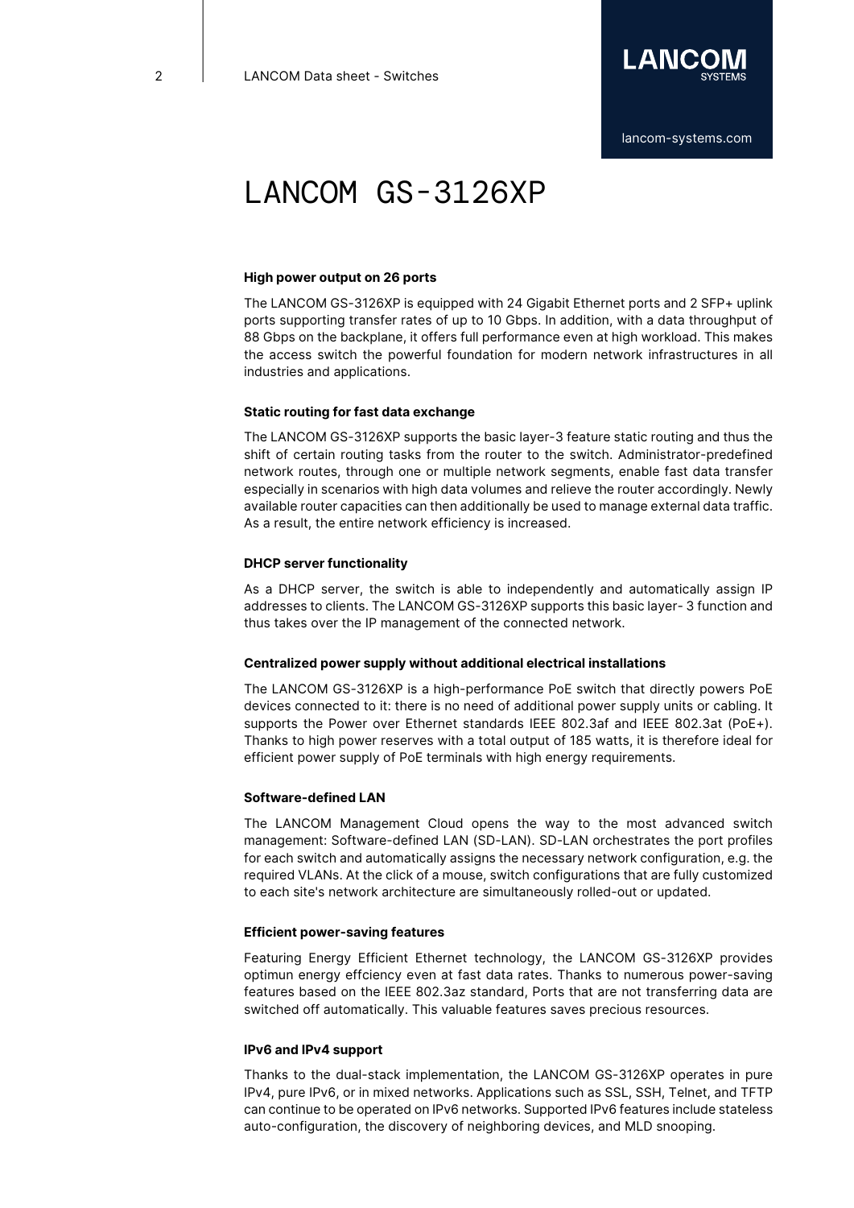# LANCOM GS-3126XP

### High power output on 26 ports

The LANCOM GS-3126XP is equipped with 24 Gigabit Ethernet ports and 2 SFP+ uplink ports supporting transfer rates of up to 10 Gbps. In addition, with a data throughput of 88 Gbps on the backplane, it offers full performance even at high workload. This makes the access switch the powerful foundation for modern network infrastructures in all industries and applications.

### Static routing for fast data exchange

The LANCOM GS-3126XP supports the basic layer-3 feature static routing and thus the shift of certain routing tasks from the router to the switch. Administrator-predefined network routes, through one or multiple network segments, enable fast data transfer especially in scenarios with high data volumes and relieve the router accordingly. Newly available router capacities can then additionally be used to manage external data traffic. As a result, the entire network efficiency is increased.

### DHCP server functionality

As a DHCP server, the switch is able to independently and automatically assign IP addresses to clients. The LANCOM GS-3126XP supports this basic layer- 3 function and thus takes over the IP management of the connected network.

### Centralized power supply without additional electrical installations

The LANCOM GS-3126XP is a high-performance PoE switch that directly powers PoE devices connected to it: there is no need of additional power supply units or cabling. It supports the Power over Ethernet standards IEEE 802.3af and IEEE 802.3at (PoE+). Thanks to high power reserves with a total output of 185 watts, it is therefore ideal for efficient power supply of PoE terminals with high energy requirements.

### Software-defined LAN

The LANCOM Management Cloud opens the way to the most advanced switch management: Software-defined LAN (SD-LAN). SD-LAN orchestrates the port profiles for each switch and automatically assigns the necessary network configuration, e.g. the required VLANs. At the click of a mouse, switch configurations that are fully customized to each site's network architecture are simultaneously rolled-out or updated.

### Efficient power-saving features

Featuring Energy Efficient Ethernet technology, the LANCOM GS-3126XP provides optimun energy effciency even at fast data rates. Thanks to numerous power-saving features based on the IEEE 802.3az standard, Ports that are not transferring data are switched off automatically. This valuable features saves precious resources.

### IPv6 and IPv4 support

Thanks to the dual-stack implementation, the LANCOM GS-3126XP operates in pure IPv4, pure IPv6, or in mixed networks. Applications such as SSL, SSH, Telnet, and TFTP can continue to be operated on IPv6 networks. Supported IPv6 features include stateless auto-configuration, the discovery of neighboring devices, and MLD snooping.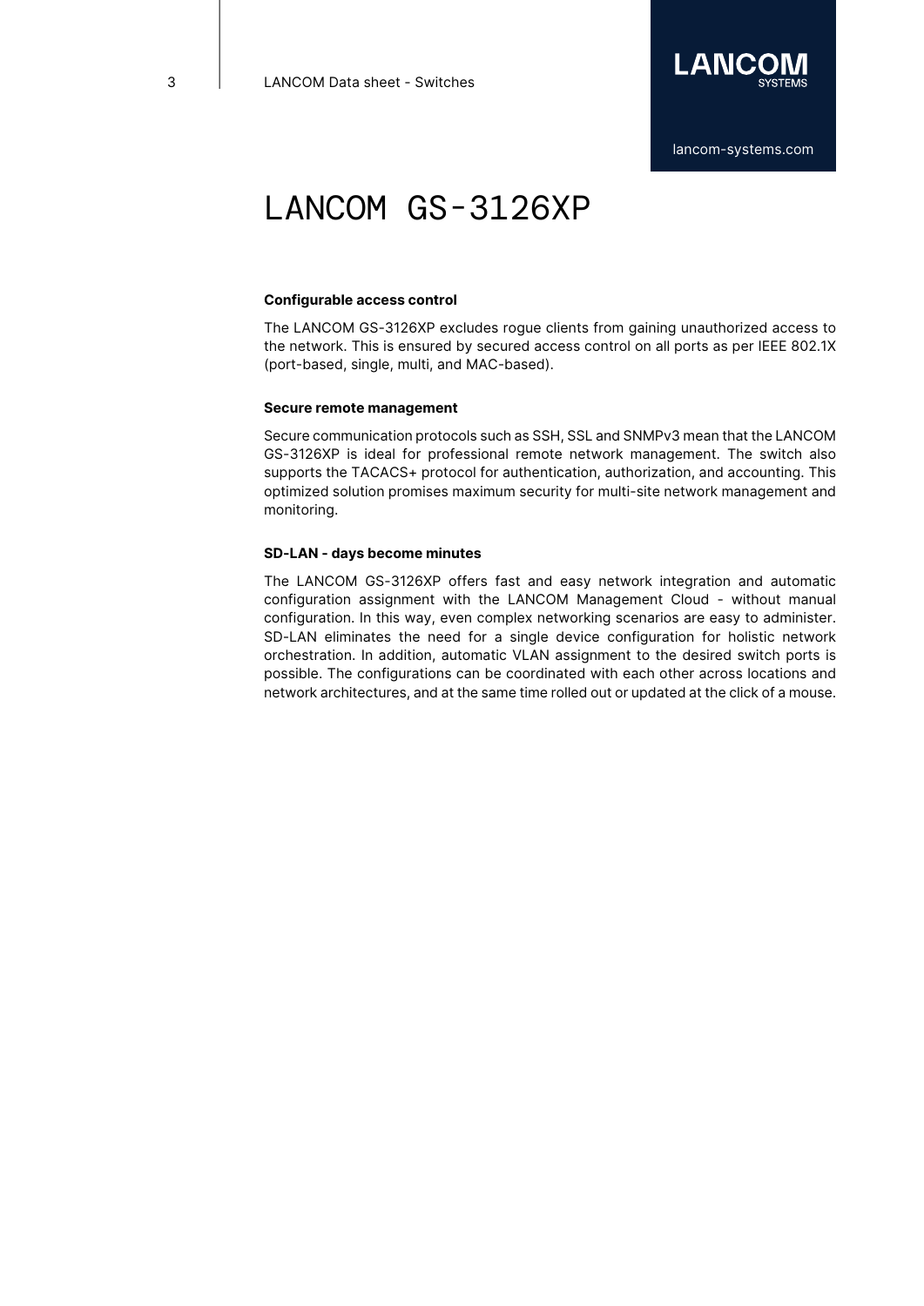# LANCOM GS-3126XP

### Configurable access control

The LANCOM GS-3126XP excludes rogue clients from gaining unauthorized access to the network. This is ensured by secured access control on all ports as per IEEE 802.1X (port-based, single, multi, and MAC-based).

### Secure remote management

Secure communication protocols such as SSH, SSL and SNMPv3 mean that the LANCOM GS-3126XP is ideal for professional remote network management. The switch also supports the TACACS+ protocol for authentication, authorization, and accounting. This optimized solution promises maximum security for multi-site network management and monitoring.

### SD-LAN - days become minutes

The LANCOM GS-3126XP offers fast and easy network integration and automatic configuration assignment with the LANCOM Management Cloud - without manual configuration. In this way, even complex networking scenarios are easy to administer. SD-LAN eliminates the need for a single device configuration for holistic network orchestration. In addition, automatic VLAN assignment to the desired switch ports is possible. The configurations can be coordinated with each other across locations and network architectures, and at the same time rolled out or updated at the click of a mouse.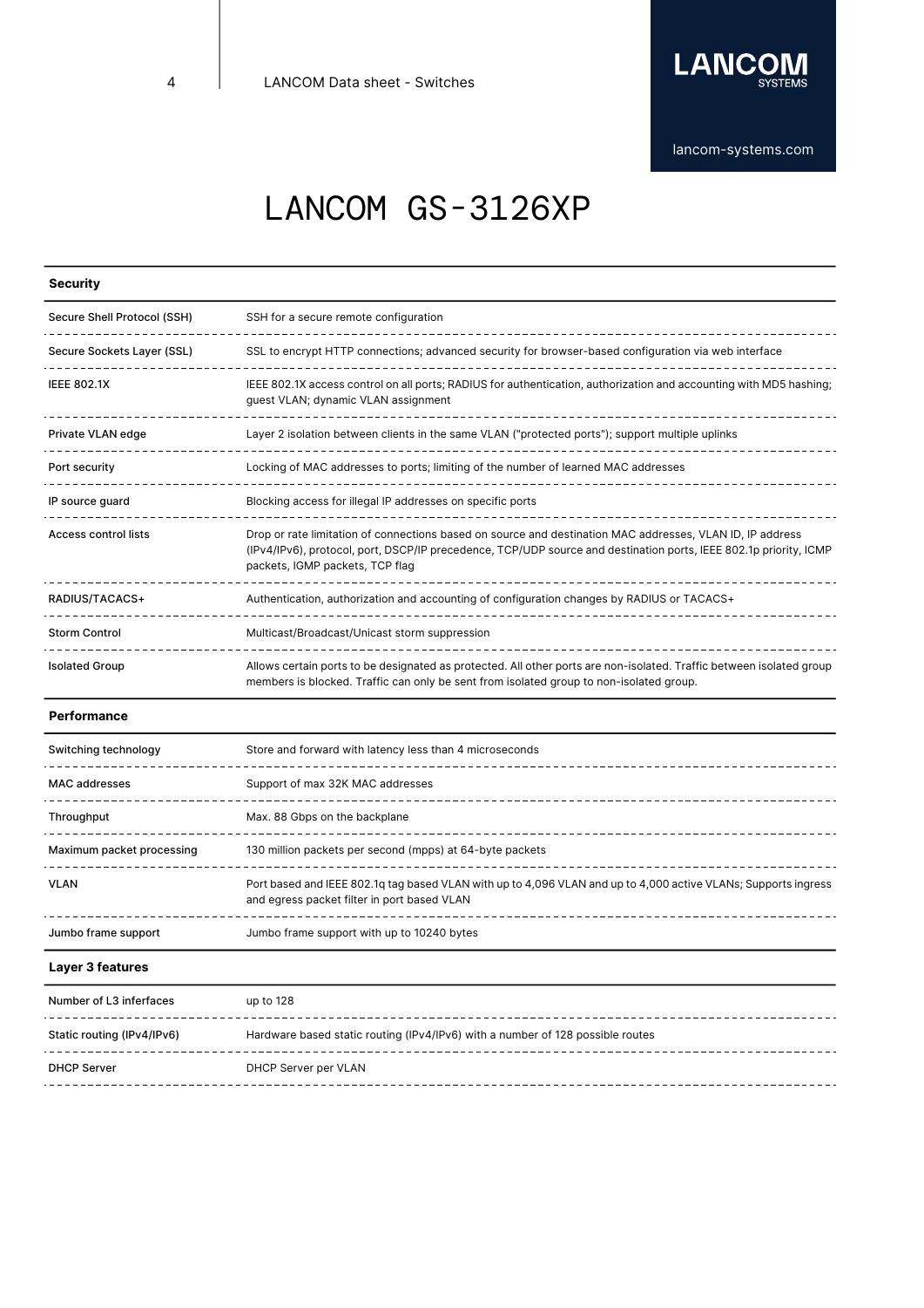# LANCOM GS-3126XP

| Security | |
|---|---|
| Secure Shell Protocol (SSH) | SSH for a secure remote configuration |
| Secure Sockets Layer (SSL) | SSL to encrypt HTTP connections; advanced security for browser-based configuration via web interface |
| IEEE 802.1X | IEEE 802.1X access control on all ports; RADIUS for authentication, authorization and accounting with MD5 hashing; guest VLAN; dynamic VLAN assignment |
| Private VLAN edge | Layer 2 isolation between clients in the same VLAN ("protected ports"); support multiple uplinks |
| Port security | Locking of MAC addresses to ports; limiting of the number of learned MAC addresses |
| IP source guard | Blocking access for illegal IP addresses on specific ports |
| Access control lists | Drop or rate limitation of connections based on source and destination MAC addresses, VLAN ID, IP address (IPv4/IPv6), protocol, port, DSCP/IP precedence, TCP/UDP source and destination ports, IEEE 802.1p priority, ICMP packets, IGMP packets, TCP flag |
| RADIUS/TACACS+ | Authentication, authorization and accounting of configuration changes by RADIUS or TACACS+ |
| Storm Control | Multicast/Broadcast/Unicast storm suppression |
| Isolated Group | Allows certain ports to be designated as protected. All other ports are non-isolated. Traffic between isolated group members is blocked. Traffic can only be sent from isolated group to non-isolated group. |

| Performance | |
|---|---|
| Switching technology | Store and forward with latency less than 4 microseconds |
| MAC addresses | Support of max 32K MAC addresses |
| Throughput | Max. 88 Gbps on the backplane |
| Maximum packet processing | 130 million packets per second (mpps) at 64-byte packets |
| VLAN | Port based and IEEE 802.1q tag based VLAN with up to 4,096 VLAN and up to 4,000 active VLANs; Supports ingress and egress packet filter in port based VLAN |
| Jumbo frame support | Jumbo frame support with up to 10240 bytes |

| Layer 3 features | |
|---|---|
| Number of L3 inferfaces | up to 128 |
| Static routing (IPv4/IPv6) | Hardware based static routing (IPv4/IPv6) with a number of 128 possible routes |
| DHCP Server | DHCP Server per VLAN |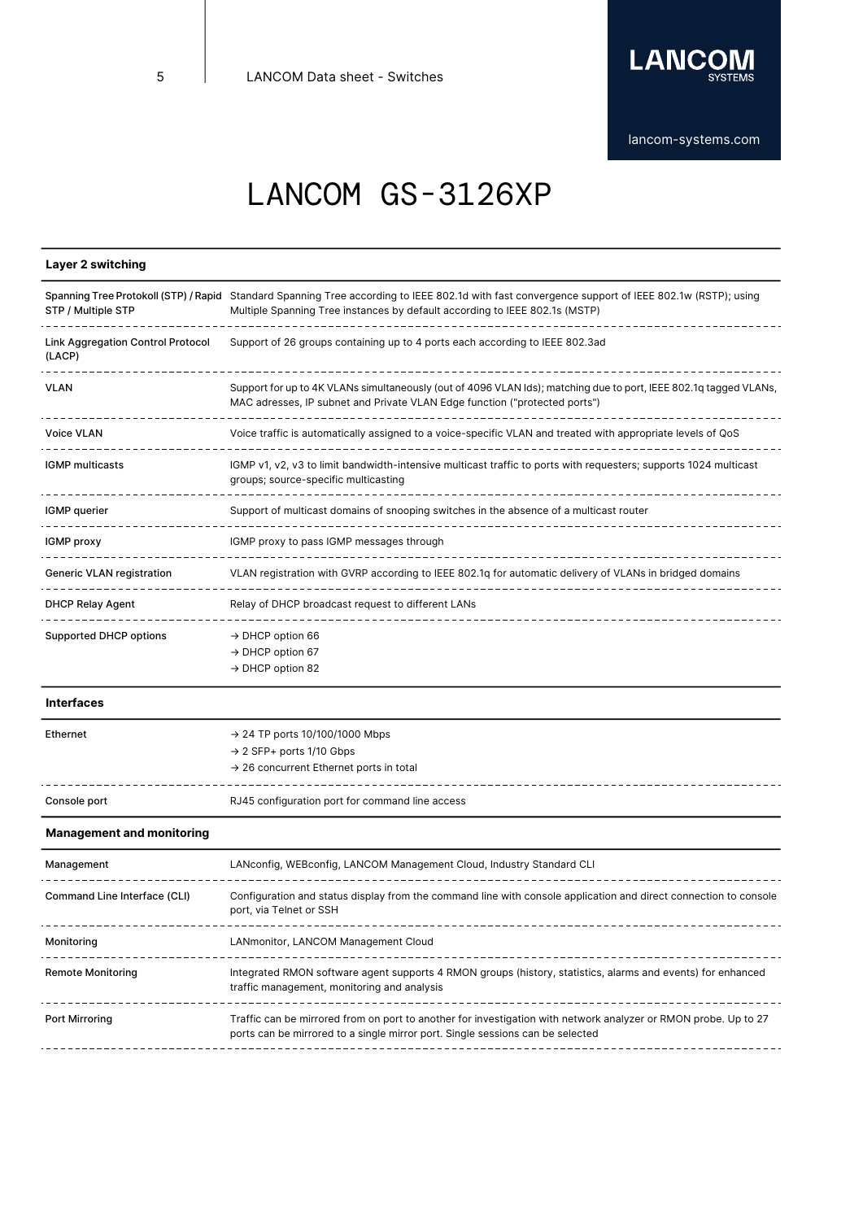# LANCOM GS-3126XP

| Layer 2 switching | |
|---|---|
| Spanning Tree Protokoll (STP) / Rapid STP / Multiple STP | Standard Spanning Tree according to IEEE 802.1d with fast convergence support of IEEE 802.1w (RSTP); using Multiple Spanning Tree instances by default according to IEEE 802.1s (MSTP) |
| Link Aggregation Control Protocol (LACP) | Support of 26 groups containing up to 4 ports each according to IEEE 802.3ad |
| VLAN | Support for up to 4K VLANs simultaneously (out of 4096 VLAN Ids); matching due to port, IEEE 802.1q tagged VLANs, MAC adresses, IP subnet and Private VLAN Edge function ("protected ports") |
| Voice VLAN | Voice traffic is automatically assigned to a voice-specific VLAN and treated with appropriate levels of QoS |
| IGMP multicasts | IGMP v1, v2, v3 to limit bandwidth-intensive multicast traffic to ports with requesters; supports 1024 multicast groups; source-specific multicasting |
| IGMP querier | Support of multicast domains of snooping switches in the absence of a multicast router |
| IGMP proxy | IGMP proxy to pass IGMP messages through |
| Generic VLAN registration | VLAN registration with GVRP according to IEEE 802.1q for automatic delivery of VLANs in bridged domains |
| DHCP Relay Agent | Relay of DHCP broadcast request to different LANs |
| Supported DHCP options | → DHCP option 66<br>→ DHCP option 67<br>→ DHCP option 82 |

| Interfaces | |
|---|---|
| Ethernet | → 24 TP ports 10/100/1000 Mbps<br>→ 2 SFP+ ports 1/10 Gbps<br>→ 26 concurrent Ethernet ports in total |
| Console port | RJ45 configuration port for command line access |

| Management and monitoring | |
|---|---|
| Management | LANconfig, WEBconfig, LANCOM Management Cloud, Industry Standard CLI |
| Command Line Interface (CLI) | Configuration and status display from the command line with console application and direct connection to console port, via Telnet or SSH |
| Monitoring | LANmonitor, LANCOM Management Cloud |
| Remote Monitoring | Integrated RMON software agent supports 4 RMON groups (history, statistics, alarms and events) for enhanced traffic management, monitoring and analysis |
| Port Mirroring | Traffic can be mirrored from on port to another for investigation with network analyzer or RMON probe. Up to 27 ports can be mirrored to a single mirror port. Single sessions can be selected |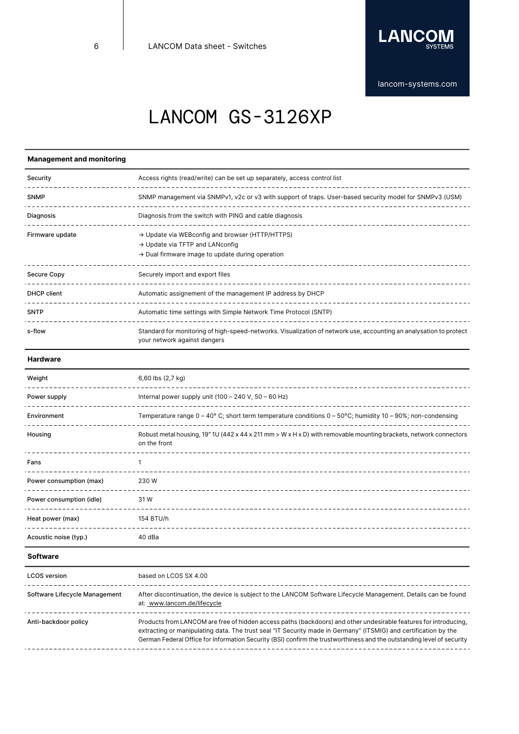# LANCOM GS-3126XP

| Management and monitoring | |
|---|---|
| Security | Access rights (read/write) can be set up separately, access control list |
| SNMP | SNMP management via SNMPv1, v2c or v3 with support of traps. User-based security model for SNMPv3 (USM) |
| Diagnosis | Diagnosis from the switch with PING and cable diagnosis |
| Firmware update | → Update via WEBconfig and browser (HTTP/HTTPS)<br>→ Update via TFTP and LANconfig<br>→ Dual firmware image to update during operation |
| Secure Copy | Securely import and export files |
| DHCP client | Automatic assignement of the management IP address by DHCP |
| SNTP | Automatic time settings with Simple Network Time Protocol (SNTP) |
| s-flow | Standard for monitoring of high-speed-networks. Visualization of network use, accounting an analysation to protect your network against dangers |

| Hardware | |
|---|---|
| Weight | 6,60 lbs (2,7 kg) |
| Power supply | Internal power supply unit (100 – 240 V, 50 – 60 Hz) |
| Environment | Temperature range 0 – 40° C; short term temperature conditions 0 – 50°C; humidity 10 – 90%; non-condensing |
| Housing | Robust metal housing, 19" 1U (442 x 44 x 211 mm > W x H x D) with removable mounting brackets, network connectors on the front |
| Fans | 1 |
| Power consumption (max) | 230 W |
| Power consumption (idle) | 31 W |
| Heat power (max) | 154 BTU/h |
| Acoustic noise (typ.) | 40 dBa |

| Software | |
|---|---|
| LCOS version | based on LCOS SX 4.00 |
| Software Lifecycle Management | After discontinuation, the device is subject to the LANCOM Software Lifecycle Management. Details can be found at: www.lancom.de/lifecycle |
| Anti-backdoor policy | Products from LANCOM are free of hidden access paths (backdoors) and other undesirable features for introducing, extracting or manipulating data. The trust seal "IT Security made in Germany" (ITSMIG) and certification by the German Federal Office for Information Security (BSI) confirm the trustworthiness and the outstanding level of security |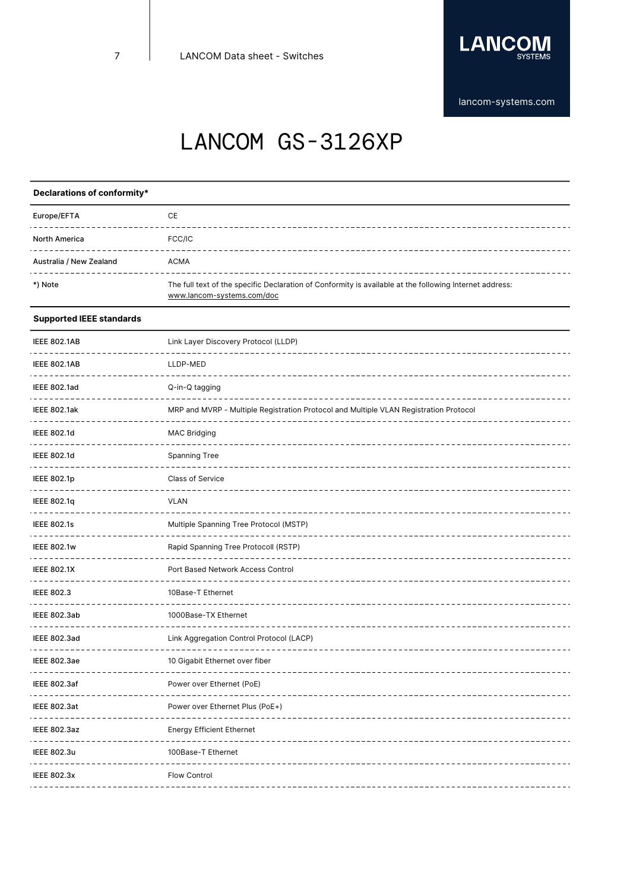# LANCOM GS-3126XP

| Declarations of conformity* | |
|---|---|
| Europe/EFTA | CE |
| North America | FCC/IC |
| Australia / New Zealand | ACMA |
| *) Note | The full text of the specific Declaration of Conformity is available at the following Internet address: www.lancom-systems.com/doc |

| Supported IEEE standards | |
|---|---|
| IEEE 802.1AB | Link Layer Discovery Protocol (LLDP) |
| IEEE 802.1AB | LLDP-MED |
| IEEE 802.1ad | Q-in-Q tagging |
| IEEE 802.1ak | MRP and MVRP - Multiple Registration Protocol and Multiple VLAN Registration Protocol |
| IEEE 802.1d | MAC Bridging |
| IEEE 802.1d | Spanning Tree |
| IEEE 802.1p | Class of Service |
| IEEE 802.1q | VLAN |
| IEEE 802.1s | Multiple Spanning Tree Protocol (MSTP) |
| IEEE 802.1w | Rapid Spanning Tree Protocoll (RSTP) |
| IEEE 802.1X | Port Based Network Access Control |
| IEEE 802.3 | 10Base-T Ethernet |
| IEEE 802.3ab | 1000Base-TX Ethernet |
| IEEE 802.3ad | Link Aggregation Control Protocol (LACP) |
| IEEE 802.3ae | 10 Gigabit Ethernet over fiber |
| IEEE 802.3af | Power over Ethernet (PoE) |
| IEEE 802.3at | Power over Ethernet Plus (PoE+) |
| IEEE 802.3az | Energy Efficient Ethernet |
| IEEE 802.3u | 100Base-T Ethernet |
| IEEE 802.3x | Flow Control |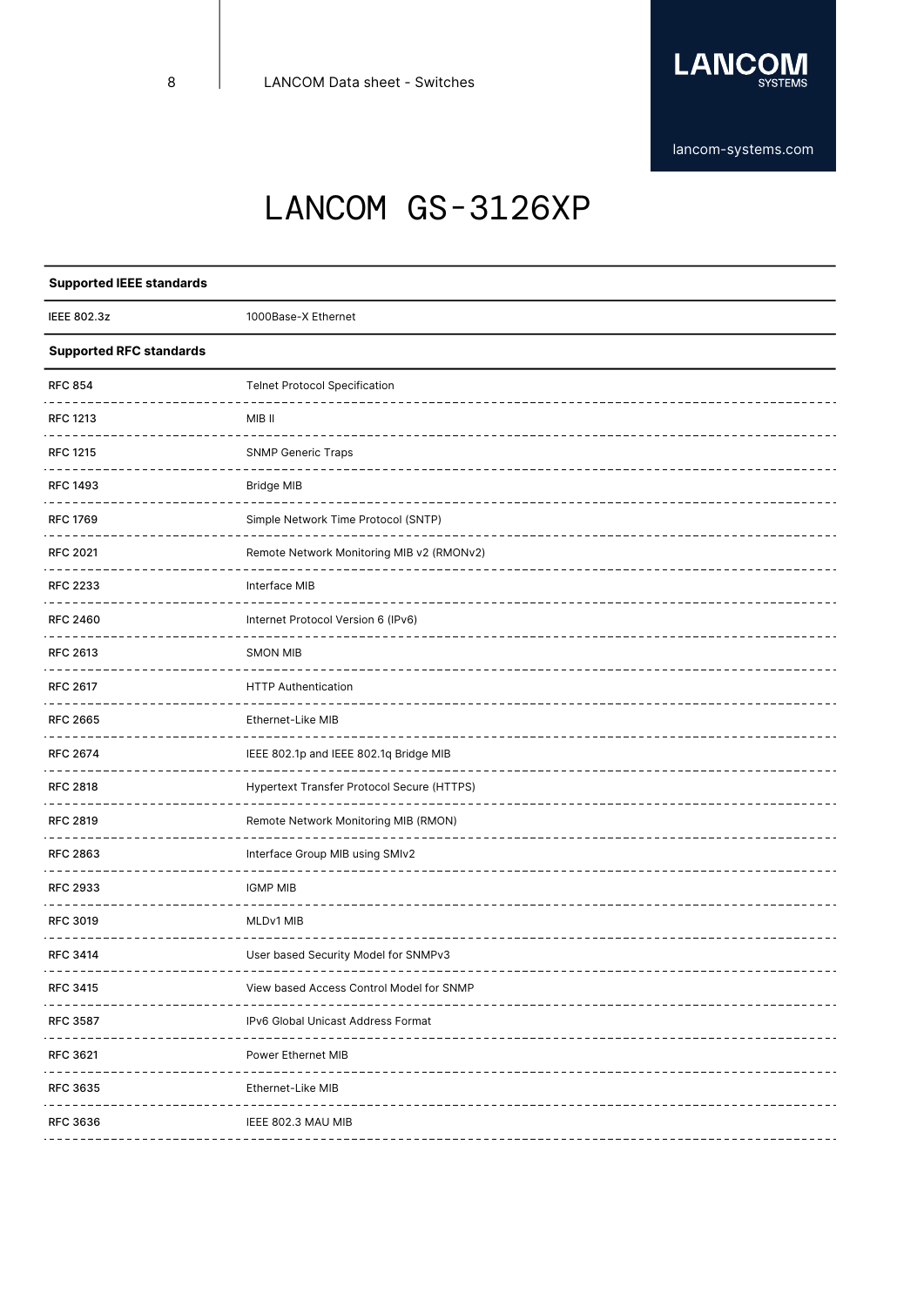# LANCOM GS-3126XP

| **Supported IEEE standards** | |
|---|---|
| IEEE 802.3z | 1000Base-X Ethernet |

| **Supported RFC standards** | |
|---|---|
| RFC 854 | Telnet Protocol Specification |
| RFC 1213 | MIB II |
| RFC 1215 | SNMP Generic Traps |
| RFC 1493 | Bridge MIB |
| RFC 1769 | Simple Network Time Protocol (SNTP) |
| RFC 2021 | Remote Network Monitoring MIB v2 (RMONv2) |
| RFC 2233 | Interface MIB |
| RFC 2460 | Internet Protocol Version 6 (IPv6) |
| RFC 2613 | SMON MIB |
| RFC 2617 | HTTP Authentication |
| RFC 2665 | Ethernet-Like MIB |
| RFC 2674 | IEEE 802.1p and IEEE 802.1q Bridge MIB |
| RFC 2818 | Hypertext Transfer Protocol Secure (HTTPS) |
| RFC 2819 | Remote Network Monitoring MIB (RMON) |
| RFC 2863 | Interface Group MIB using SMIv2 |
| RFC 2933 | IGMP MIB |
| RFC 3019 | MLDv1 MIB |
| RFC 3414 | User based Security Model for SNMPv3 |
| RFC 3415 | View based Access Control Model for SNMP |
| RFC 3587 | IPv6 Global Unicast Address Format |
| RFC 3621 | Power Ethernet MIB |
| RFC 3635 | Ethernet-Like MIB |
| RFC 3636 | IEEE 802.3 MAU MIB |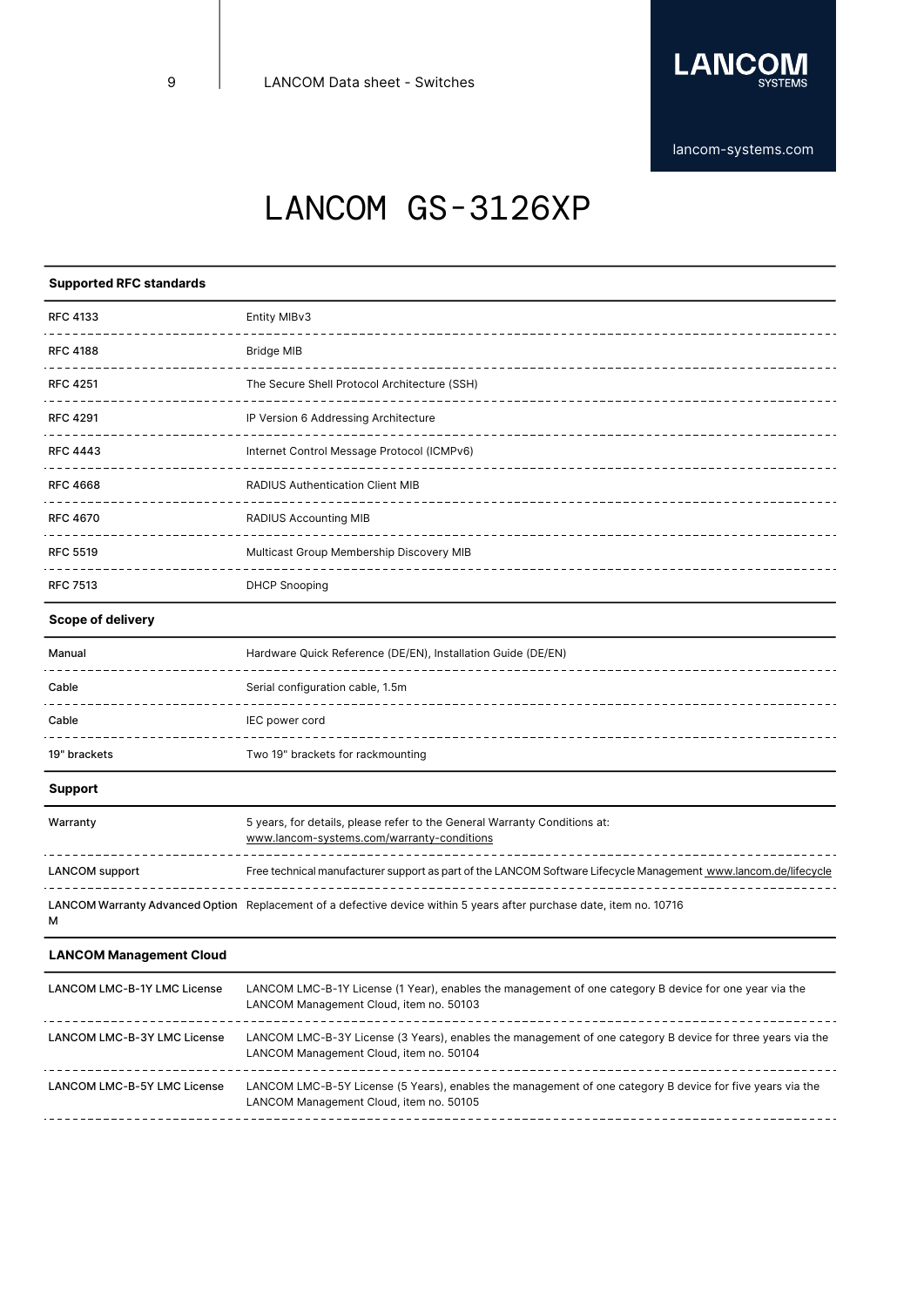# LANCOM GS-3126XP

| Supported RFC standards | |
|---|---|
| RFC 4133 | Entity MIBv3 |
| RFC 4188 | Bridge MIB |
| RFC 4251 | The Secure Shell Protocol Architecture (SSH) |
| RFC 4291 | IP Version 6 Addressing Architecture |
| RFC 4443 | Internet Control Message Protocol (ICMPv6) |
| RFC 4668 | RADIUS Authentication Client MIB |
| RFC 4670 | RADIUS Accounting MIB |
| RFC 5519 | Multicast Group Membership Discovery MIB |
| RFC 7513 | DHCP Snooping |

| Scope of delivery | |
|---|---|
| Manual | Hardware Quick Reference (DE/EN), Installation Guide (DE/EN) |
| Cable | Serial configuration cable, 1.5m |
| Cable | IEC power cord |
| 19" brackets | Two 19" brackets for rackmounting |

| Support | |
|---|---|
| Warranty | 5 years, for details, please refer to the General Warranty Conditions at: www.lancom-systems.com/warranty-conditions |
| LANCOM support | Free technical manufacturer support as part of the LANCOM Software Lifecycle Management www.lancom.de/lifecycle |
| LANCOM Warranty Advanced Option M | Replacement of a defective device within 5 years after purchase date, item no. 10716 |

| LANCOM Management Cloud | |
|---|---|
| LANCOM LMC-B-1Y LMC License | LANCOM LMC-B-1Y License (1 Year), enables the management of one category B device for one year via the LANCOM Management Cloud, item no. 50103 |
| LANCOM LMC-B-3Y LMC License | LANCOM LMC-B-3Y License (3 Years), enables the management of one category B device for three years via the LANCOM Management Cloud, item no. 50104 |
| LANCOM LMC-B-5Y LMC License | LANCOM LMC-B-5Y License (5 Years), enables the management of one category B device for five years via the LANCOM Management Cloud, item no. 50105 |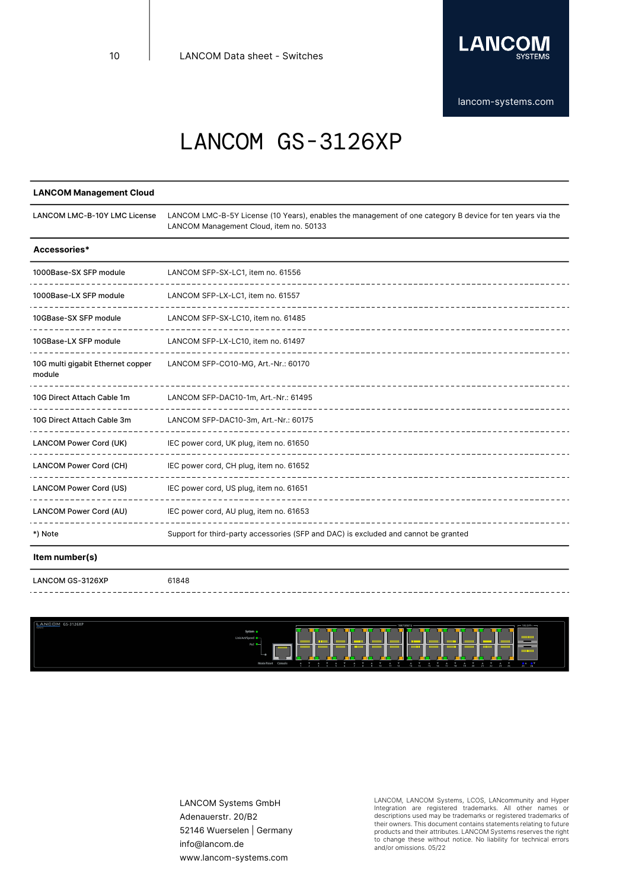# LANCOM GS-3126XP

| | |
|---|---|
| **LANCOM Management Cloud** | |
| LANCOM LMC-B-10Y LMC License | LANCOM LMC-B-5Y License (10 Years), enables the management of one category B device for ten years via the LANCOM Management Cloud, item no. 50133 |
| **Accessories*** | |
| 1000Base-SX SFP module | LANCOM SFP-SX-LC1, item no. 61556 |
| 1000Base-LX SFP module | LANCOM SFP-LX-LC1, item no. 61557 |
| 10GBase-SX SFP module | LANCOM SFP-SX-LC10, item no. 61485 |
| 10GBase-LX SFP module | LANCOM SFP-LX-LC10, item no. 61497 |
| 10G multi gigabit Ethernet copper module | LANCOM SFP-CO10-MG, Art.-Nr.: 60170 |
| 10G Direct Attach Cable 1m | LANCOM SFP-DAC10-1m, Art.-Nr.: 61495 |
| 10G Direct Attach Cable 3m | LANCOM SFP-DAC10-3m, Art.-Nr.: 60175 |
| LANCOM Power Cord (UK) | IEC power cord, UK plug, item no. 61650 |
| LANCOM Power Cord (CH) | IEC power cord, CH plug, item no. 61652 |
| LANCOM Power Cord (US) | IEC power cord, US plug, item no. 61651 |
| LANCOM Power Cord (AU) | IEC power cord, AU plug, item no. 61653 |
| *) Note | Support for third-party accessories (SFP and DAC) is excluded and cannot be granted |
| **Item number(s)** | |
| LANCOM GS-3126XP | 61848 |

LANCOM Systems GmbH
Adenauerstr. 20/B2
52146 Wuerselen | Germany
info@lancom.de
www.lancom-systems.com

LANCOM, LANCOM Systems, LCOS, LANcommunity and Hyper Integration are registered trademarks. All other names or descriptions used may be trademarks or registered trademarks of their owners. This document contains statements relating to future products and their attributes. LANCOM Systems reserves the right to change these without notice. No liability for technical errors and/or omissions. 05/22